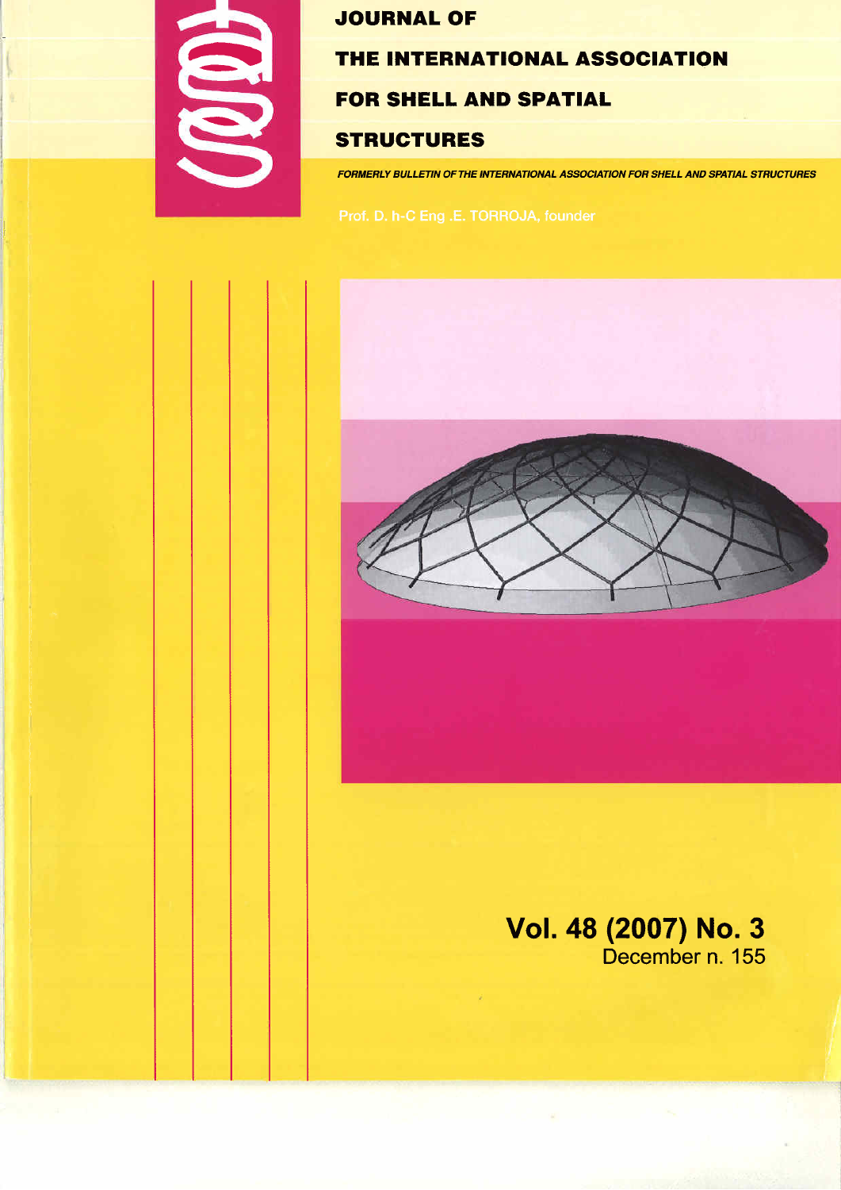# JOURNAL OF THE INTERNATIONAL ASSOCIATION FOR SHELL AND SPATIAL STRUCTURES

*FORMERLY BULLETIN OF THE INTERNATIONAL ASSOCIATION FOR SHELL AND SPATIAL STRUCTURES*

Prof. D. h-C Eng .E. TORROJA, founder

**Vol. 48 (2007) No. 3**

December n. 155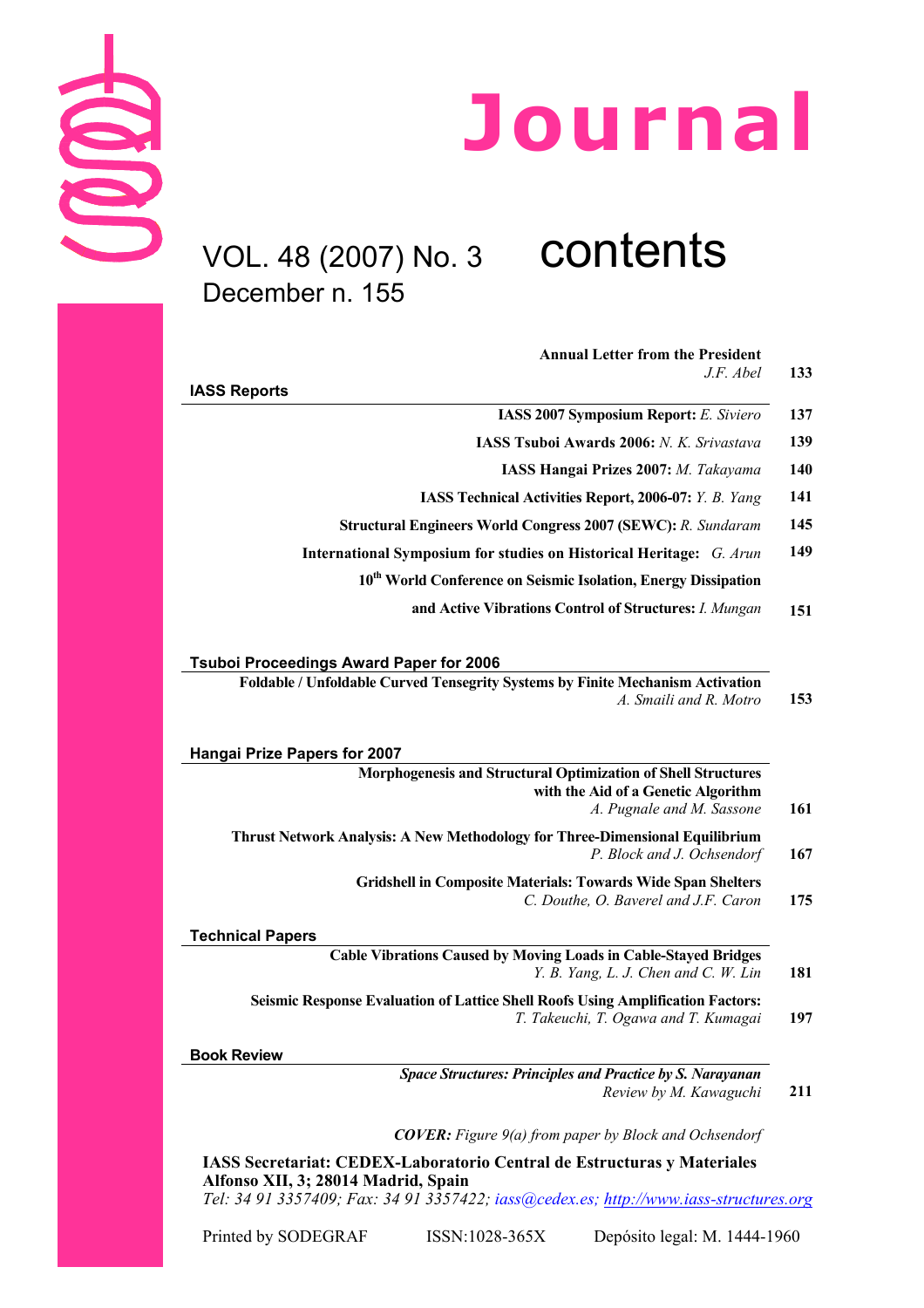# Journal

VOL. 48 (2007) No. 3
December n. 155

# contents

**Annual Letter from the President**
*J.F. Abel* 133

## IASS Reports

**IASS 2007 Symposium Report:** *E. Siviero* 137

**IASS Tsuboi Awards 2006:** *N. K. Srivastava* 139

**IASS Hangai Prizes 2007:** *M. Takayama* 140

**IASS Technical Activities Report, 2006-07:** *Y. B. Yang* 141

**Structural Engineers World Congress 2007 (SEWC):** *R. Sundaram* 145

**International Symposium for studies on Historical Heritage:** *G. Arun* 149

**10th World Conference on Seismic Isolation, Energy Dissipation and Active Vibrations Control of Structures:** *I. Mungan* 151

## Tsuboi Proceedings Award Paper for 2006

**Foldable / Unfoldable Curved Tensegrity Systems by Finite Mechanism Activation**
*A. Smaili and R. Motro* 153

## Hangai Prize Papers for 2007

**Morphogenesis and Structural Optimization of Shell Structures with the Aid of a Genetic Algorithm**
*A. Pugnale and M. Sassone* 161

**Thrust Network Analysis: A New Methodology for Three-Dimensional Equilibrium**
*P. Block and J. Ochsendorf* 167

**Gridshell in Composite Materials: Towards Wide Span Shelters**
*C. Douthe, O. Baverel and J.F. Caron* 175

## Technical Papers

**Cable Vibrations Caused by Moving Loads in Cable-Stayed Bridges**
*Y. B. Yang, L. J. Chen and C. W. Lin* 181

**Seismic Response Evaluation of Lattice Shell Roofs Using Amplification Factors:**
*T. Takeuchi, T. Ogawa and T. Kumagai* 197

## Book Review

***Space Structures: Principles and Practice by S. Narayanan***
*Review by M. Kawaguchi* 211

***COVER:*** *Figure 9(a) from paper by Block and Ochsendorf*

**IASS Secretariat: CEDEX-Laboratorio Central de Estructuras y Materiales**
**Alfonso XII, 3; 28014 Madrid, Spain**
*Tel: 34 91 3357409; Fax: 34 91 3357422; iass@cedex.es; http://www.iass-structures.org*

Printed by SODEGRAF ISSN:1028-365X Depósito legal: M. 1444-1960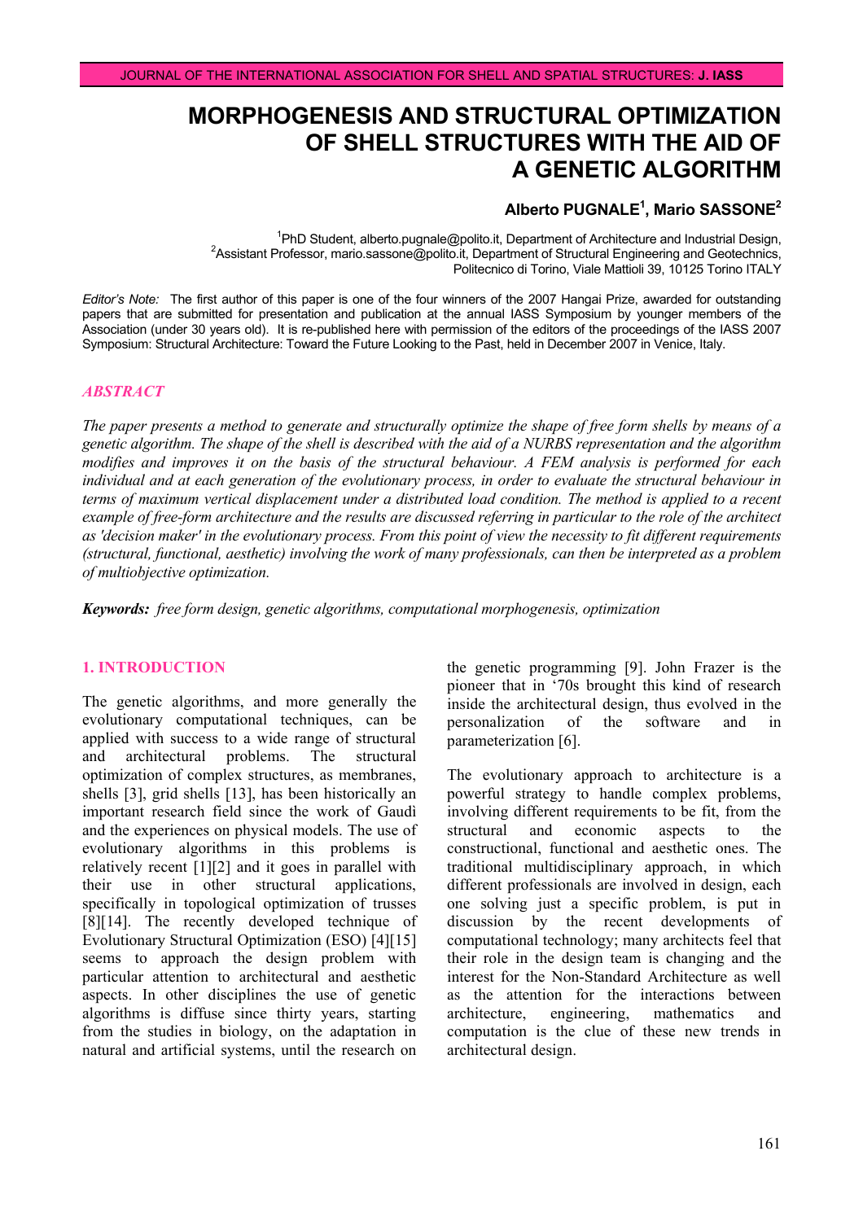# MORPHOGENESIS AND STRUCTURAL OPTIMIZATION OF SHELL STRUCTURES WITH THE AID OF A GENETIC ALGORITHM

**Alberto PUGNALE[1], Mario SASSONE[2]**

[1]PhD Student, alberto.pugnale@polito.it, Department of Architecture and Industrial Design,
[2]Assistant Professor, mario.sassone@polito.it, Department of Structural Engineering and Geotechnics,
Politecnico di Torino, Viale Mattioli 39, 10125 Torino ITALY

*Editor's Note:* The first author of this paper is one of the four winners of the 2007 Hangai Prize, awarded for outstanding papers that are submitted for presentation and publication at the annual IASS Symposium by younger members of the Association (under 30 years old). It is re-published here with permission of the editors of the proceedings of the IASS 2007 Symposium: Structural Architecture: Toward the Future Looking to the Past, held in December 2007 in Venice, Italy.

## *ABSTRACT*

*The paper presents a method to generate and structurally optimize the shape of free form shells by means of a genetic algorithm. The shape of the shell is described with the aid of a NURBS representation and the algorithm modifies and improves it on the basis of the structural behaviour. A FEM analysis is performed for each individual and at each generation of the evolutionary process, in order to evaluate the structural behaviour in terms of maximum vertical displacement under a distributed load condition. The method is applied to a recent example of free-form architecture and the results are discussed referring in particular to the role of the architect as 'decision maker' in the evolutionary process. From this point of view the necessity to fit different requirements (structural, functional, aesthetic) involving the work of many professionals, can then be interpreted as a problem of multiobjective optimization.*

***Keywords:*** *free form design, genetic algorithms, computational morphogenesis, optimization*

## 1. INTRODUCTION

The genetic algorithms, and more generally the evolutionary computational techniques, can be applied with success to a wide range of structural and architectural problems. The structural optimization of complex structures, as membranes, shells [3], grid shells [13], has been historically an important research field since the work of Gaudì and the experiences on physical models. The use of evolutionary algorithms in this problems is relatively recent [1][2] and it goes in parallel with their use in other structural applications, specifically in topological optimization of trusses [8][14]. The recently developed technique of Evolutionary Structural Optimization (ESO) [4][15] seems to approach the design problem with particular attention to architectural and aesthetic aspects. In other disciplines the use of genetic algorithms is diffuse since thirty years, starting from the studies in biology, on the adaptation in natural and artificial systems, until the research on the genetic programming [9]. John Frazer is the pioneer that in '70s brought this kind of research inside the architectural design, thus evolved in the personalization of the software and in parameterization [6].

The evolutionary approach to architecture is a powerful strategy to handle complex problems, involving different requirements to be fit, from the structural and economic aspects to the constructional, functional and aesthetic ones. The traditional multidisciplinary approach, in which different professionals are involved in design, each one solving just a specific problem, is put in discussion by the recent developments of computational technology; many architects feel that their role in the design team is changing and the interest for the Non-Standard Architecture as well as the attention for the interactions between architecture, engineering, mathematics and computation is the clue of these new trends in architectural design.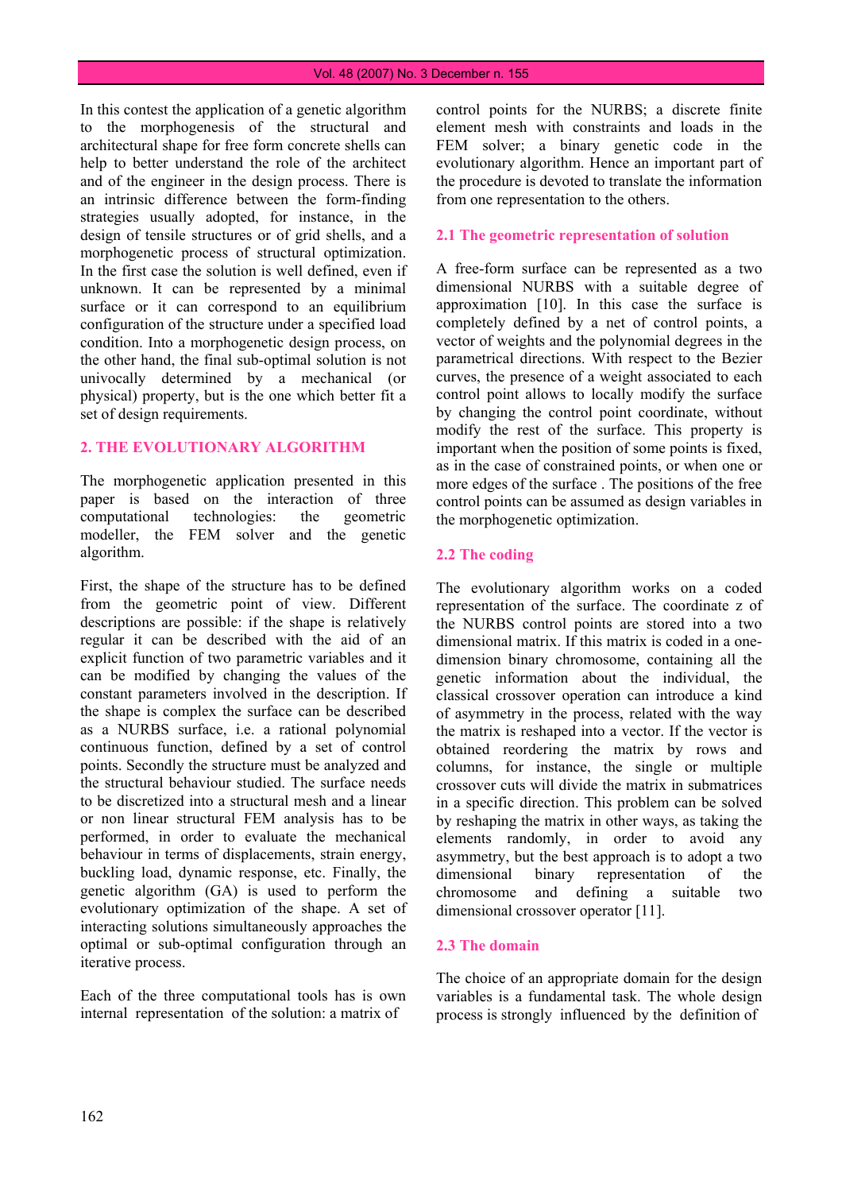In this contest the application of a genetic algorithm to the morphogenesis of the structural and architectural shape for free form concrete shells can help to better understand the role of the architect and of the engineer in the design process. There is an intrinsic difference between the form-finding strategies usually adopted, for instance, in the design of tensile structures or of grid shells, and a morphogenetic process of structural optimization. In the first case the solution is well defined, even if unknown. It can be represented by a minimal surface or it can correspond to an equilibrium configuration of the structure under a specified load condition. Into a morphogenetic design process, on the other hand, the final sub-optimal solution is not univocally determined by a mechanical (or physical) property, but is the one which better fit a set of design requirements.

## 2. THE EVOLUTIONARY ALGORITHM

The morphogenetic application presented in this paper is based on the interaction of three computational technologies: the geometric modeller, the FEM solver and the genetic algorithm.

First, the shape of the structure has to be defined from the geometric point of view. Different descriptions are possible: if the shape is relatively regular it can be described with the aid of an explicit function of two parametric variables and it can be modified by changing the values of the constant parameters involved in the description. If the shape is complex the surface can be described as a NURBS surface, i.e. a rational polynomial continuous function, defined by a set of control points. Secondly the structure must be analyzed and the structural behaviour studied. The surface needs to be discretized into a structural mesh and a linear or non linear structural FEM analysis has to be performed, in order to evaluate the mechanical behaviour in terms of displacements, strain energy, buckling load, dynamic response, etc. Finally, the genetic algorithm (GA) is used to perform the evolutionary optimization of the shape. A set of interacting solutions simultaneously approaches the optimal or sub-optimal configuration through an iterative process.

Each of the three computational tools has is own internal representation of the solution: a matrix of control points for the NURBS; a discrete finite element mesh with constraints and loads in the FEM solver; a binary genetic code in the evolutionary algorithm. Hence an important part of the procedure is devoted to translate the information from one representation to the others.

### 2.1 The geometric representation of solution

A free-form surface can be represented as a two dimensional NURBS with a suitable degree of approximation [10]. In this case the surface is completely defined by a net of control points, a vector of weights and the polynomial degrees in the parametrical directions. With respect to the Bezier curves, the presence of a weight associated to each control point allows to locally modify the surface by changing the control point coordinate, without modify the rest of the surface. This property is important when the position of some points is fixed, as in the case of constrained points, or when one or more edges of the surface . The positions of the free control points can be assumed as design variables in the morphogenetic optimization.

### 2.2 The coding

The evolutionary algorithm works on a coded representation of the surface. The coordinate z of the NURBS control points are stored into a two dimensional matrix. If this matrix is coded in a one-dimension binary chromosome, containing all the genetic information about the individual, the classical crossover operation can introduce a kind of asymmetry in the process, related with the way the matrix is reshaped into a vector. If the vector is obtained reordering the matrix by rows and columns, for instance, the single or multiple crossover cuts will divide the matrix in submatrices in a specific direction. This problem can be solved by reshaping the matrix in other ways, as taking the elements randomly, in order to avoid any asymmetry, but the best approach is to adopt a two dimensional binary representation of the chromosome and defining a suitable two dimensional crossover operator [11].

### 2.3 The domain

The choice of an appropriate domain for the design variables is a fundamental task. The whole design process is strongly influenced by the definition of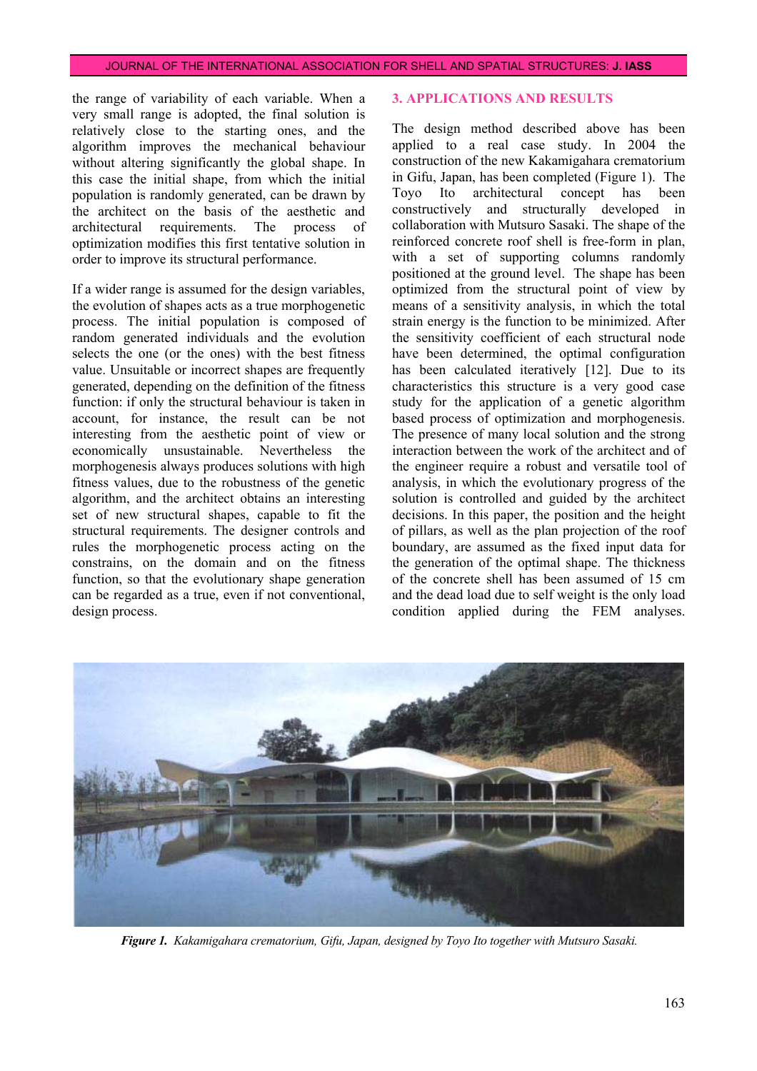the range of variability of each variable. When a very small range is adopted, the final solution is relatively close to the starting ones, and the algorithm improves the mechanical behaviour without altering significantly the global shape. In this case the initial shape, from which the initial population is randomly generated, can be drawn by the architect on the basis of the aesthetic and architectural requirements. The process of optimization modifies this first tentative solution in order to improve its structural performance.

If a wider range is assumed for the design variables, the evolution of shapes acts as a true morphogenetic process. The initial population is composed of random generated individuals and the evolution selects the one (or the ones) with the best fitness value. Unsuitable or incorrect shapes are frequently generated, depending on the definition of the fitness function: if only the structural behaviour is taken in account, for instance, the result can be not interesting from the aesthetic point of view or economically unsustainable. Nevertheless the morphogenesis always produces solutions with high fitness values, due to the robustness of the genetic algorithm, and the architect obtains an interesting set of new structural shapes, capable to fit the structural requirements. The designer controls and rules the morphogenetic process acting on the constrains, on the domain and on the fitness function, so that the evolutionary shape generation can be regarded as a true, even if not conventional, design process.

## 3. APPLICATIONS AND RESULTS

The design method described above has been applied to a real case study. In 2004 the construction of the new Kakamigahara crematorium in Gifu, Japan, has been completed (Figure 1). The Toyo Ito architectural concept has been constructively and structurally developed in collaboration with Mutsuro Sasaki. The shape of the reinforced concrete roof shell is free-form in plan, with a set of supporting columns randomly positioned at the ground level. The shape has been optimized from the structural point of view by means of a sensitivity analysis, in which the total strain energy is the function to be minimized. After the sensitivity coefficient of each structural node have been determined, the optimal configuration has been calculated iteratively [12]. Due to its characteristics this structure is a very good case study for the application of a genetic algorithm based process of optimization and morphogenesis. The presence of many local solution and the strong interaction between the work of the architect and of the engineer require a robust and versatile tool of analysis, in which the evolutionary progress of the solution is controlled and guided by the architect decisions. In this paper, the position and the height of pillars, as well as the plan projection of the roof boundary, are assumed as the fixed input data for the generation of the optimal shape. The thickness of the concrete shell has been assumed of 15 cm and the dead load due to self weight is the only load condition applied during the FEM analyses.

*Figure 1. Kakamigahara crematorium, Gifu, Japan, designed by Toyo Ito together with Mutsuro Sasaki.*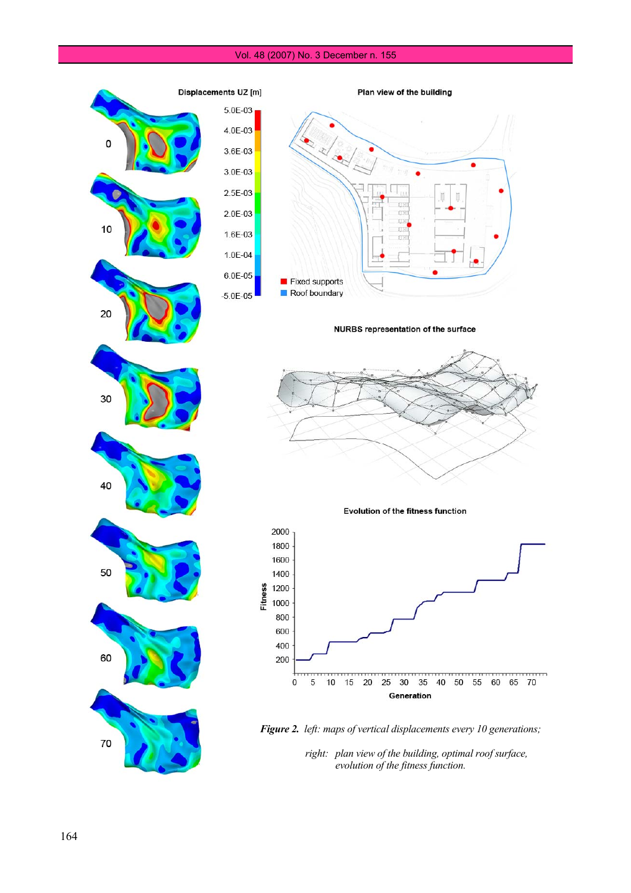***Figure 2.*** *left: maps of vertical displacements every 10 generations;*

*right: plan view of the building, optimal roof surface, evolution of the fitness function.*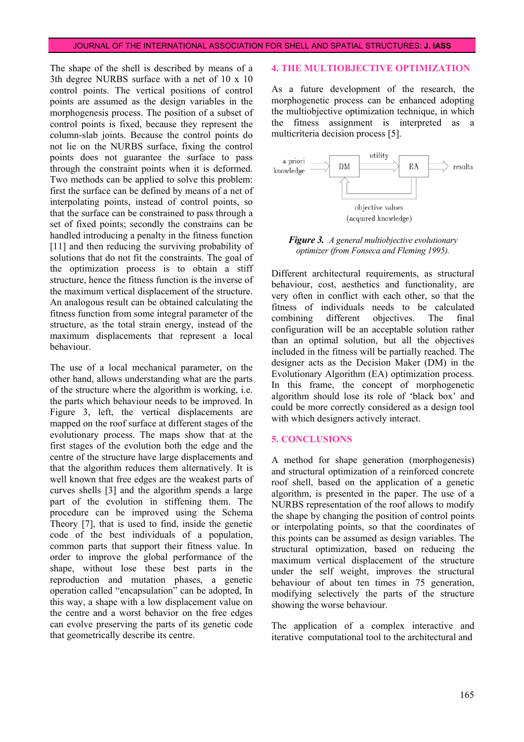The shape of the shell is described by means of a 3th degree NURBS surface with a net of 10 x 10 control points. The vertical positions of control points are assumed as the design variables in the morphogenesis process. The position of a subset of control points is fixed, because they represent the column-slab joints. Because the control points do not lie on the NURBS surface, fixing the control points does not guarantee the surface to pass through the constraint points when it is deformed. Two methods can be applied to solve this problem: first the surface can be defined by means of a net of interpolating points, instead of control points, so that the surface can be constrained to pass through a set of fixed points; secondly the constrains can be handled introducing a penalty in the fitness function [11] and then reducing the surviving probability of solutions that do not fit the constraints. The goal of the optimization process is to obtain a stiff structure, hence the fitness function is the inverse of the maximum vertical displacement of the structure. An analogous result can be obtained calculating the fitness function from some integral parameter of the structure, as the total strain energy, instead of the maximum displacements that represent a local behaviour.

The use of a local mechanical parameter, on the other hand, allows understanding what are the parts of the structure where the algorithm is working, i.e. the parts which behaviour needs to be improved. In Figure 3, left, the vertical displacements are mapped on the roof surface at different stages of the evolutionary process. The maps show that at the first stages of the evolution both the edge and the centre of the structure have large displacements and that the algorithm reduces them alternatively. It is well known that free edges are the weakest parts of curves shells [3] and the algorithm spends a large part of the evolution in stiffening them. The procedure can be improved using the Schema Theory [7], that is used to find, inside the genetic code of the best individuals of a population, common parts that support their fitness value. In order to improve the global performance of the shape, without lose these best parts in the reproduction and mutation phases, a genetic operation called "encapsulation" can be adopted, In this way, a shape with a low displacement value on the centre and a worst behavior on the free edges can evolve preserving the parts of its genetic code that geometrically describe its centre.

## 4. THE MULTIOBJECTIVE OPTIMIZATION

As a future development of the research, the morphogenetic process can be enhanced adopting the multiobjective optimization technique, in which the fitness assignment is interpreted as a multicriteria decision process [5].

a priori knowledge → DM → utility → EA → results; objective values (acquired knowledge)

***Figure 3.*** *A general multiobjective evolutionary optimizer (from Fonseca and Fleming 1995).*

Different architectural requirements, as structural behaviour, cost, aesthetics and functionality, are very often in conflict with each other, so that the fitness of individuals needs to be calculated combining different objectives. The final configuration will be an acceptable solution rather than an optimal solution, but all the objectives included in the fitness will be partially reached. The designer acts as the Decision Maker (DM) in the Evolutionary Algorithm (EA) optimization process. In this frame, the concept of morphogenetic algorithm should lose its role of 'black box' and could be more correctly considered as a design tool with which designers actively interact.

## 5. CONCLUSIONS

A method for shape generation (morphogenesis) and structural optimization of a reinforced concrete roof shell, based on the application of a genetic algorithm, is presented in the paper. The use of a NURBS representation of the roof allows to modify the shape by changing the position of control points or interpolating points, so that the coordinates of this points can be assumed as design variables. The structural optimization, based on reducing the maximum vertical displacement of the structure under the self weight, improves the structural behaviour of about ten times in 75 generation, modifying selectively the parts of the structure showing the worse behaviour.

The application of a complex interactive and iterative computational tool to the architectural and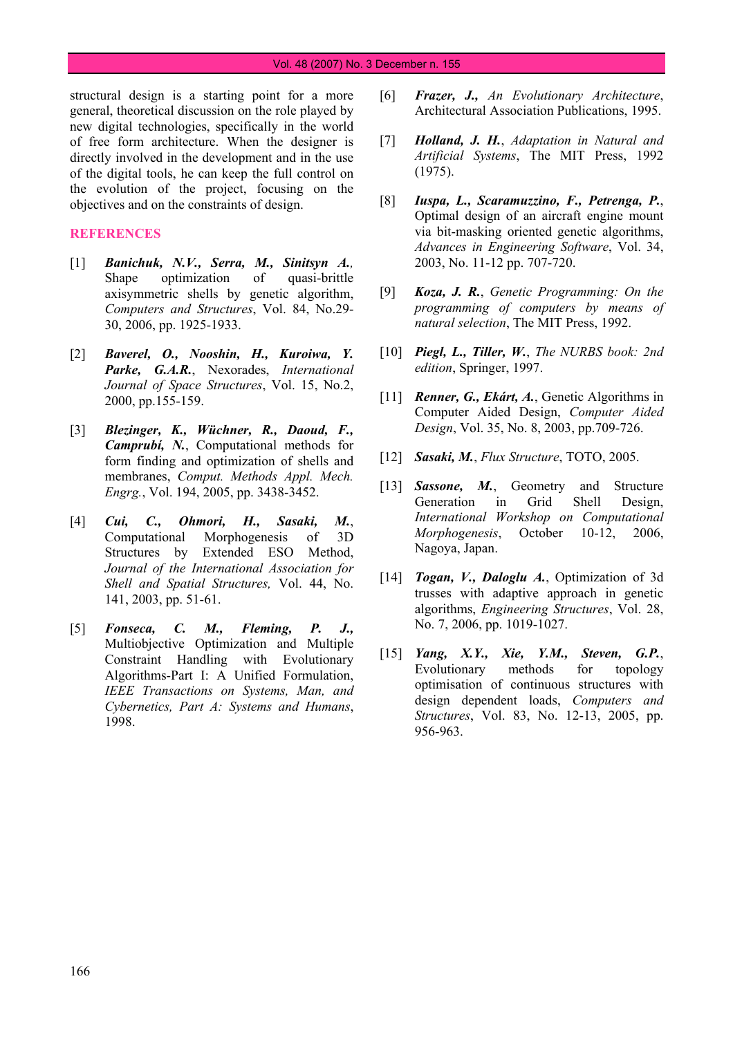structural design is a starting point for a more general, theoretical discussion on the role played by new digital technologies, specifically in the world of free form architecture. When the designer is directly involved in the development and in the use of the digital tools, he can keep the full control on the evolution of the project, focusing on the objectives and on the constraints of design.

## REFERENCES

[1] ***Banichuk, N.V., Serra, M., Sinitsyn A.***, Shape optimization of quasi-brittle axisymmetric shells by genetic algorithm, *Computers and Structures*, Vol. 84, No.29-30, 2006, pp. 1925-1933.

[2] ***Baverel, O., Nooshin, H., Kuroiwa, Y. Parke, G.A.R.***, Nexorades, *International Journal of Space Structures*, Vol. 15, No.2, 2000, pp.155-159.

[3] ***Blezinger, K., Wüchner, R., Daoud, F., Camprubí, N.***, Computational methods for form finding and optimization of shells and membranes, *Comput. Methods Appl. Mech. Engrg.*, Vol. 194, 2005, pp. 3438-3452.

[4] ***Cui, C., Ohmori, H., Sasaki, M.***, Computational Morphogenesis of 3D Structures by Extended ESO Method, *Journal of the International Association for Shell and Spatial Structures,* Vol. 44, No. 141, 2003, pp. 51-61.

[5] ***Fonseca, C. M., Fleming, P. J.,*** Multiobjective Optimization and Multiple Constraint Handling with Evolutionary Algorithms-Part I: A Unified Formulation, *IEEE Transactions on Systems, Man, and Cybernetics, Part A: Systems and Humans*, 1998.

[6] ***Frazer, J.,*** *An Evolutionary Architecture*, Architectural Association Publications, 1995.

[7] ***Holland, J. H.***, *Adaptation in Natural and Artificial Systems*, The MIT Press, 1992 (1975).

[8] ***Iuspa, L., Scaramuzzino, F., Petrenga, P.***, Optimal design of an aircraft engine mount via bit-masking oriented genetic algorithms, *Advances in Engineering Software*, Vol. 34, 2003, No. 11-12 pp. 707-720.

[9] ***Koza, J. R.***, *Genetic Programming: On the programming of computers by means of natural selection*, The MIT Press, 1992.

[10] ***Piegl, L., Tiller, W.***, *The NURBS book: 2nd edition*, Springer, 1997.

[11] ***Renner, G., Ekárt, A.***, Genetic Algorithms in Computer Aided Design, *Computer Aided Design*, Vol. 35, No. 8, 2003, pp.709-726.

[12] ***Sasaki, M.***, *Flux Structure*, TOTO, 2005.

[13] ***Sassone, M.***, Geometry and Structure Generation in Grid Shell Design, *International Workshop on Computational Morphogenesis*, October 10-12, 2006, Nagoya, Japan.

[14] ***Togan, V., Daloglu A.***, Optimization of 3d trusses with adaptive approach in genetic algorithms, *Engineering Structures*, Vol. 28, No. 7, 2006, pp. 1019-1027.

[15] ***Yang, X.Y., Xie, Y.M., Steven, G.P.***, Evolutionary methods for topology optimisation of continuous structures with design dependent loads, *Computers and Structures*, Vol. 83, No. 12-13, 2005, pp. 956-963.